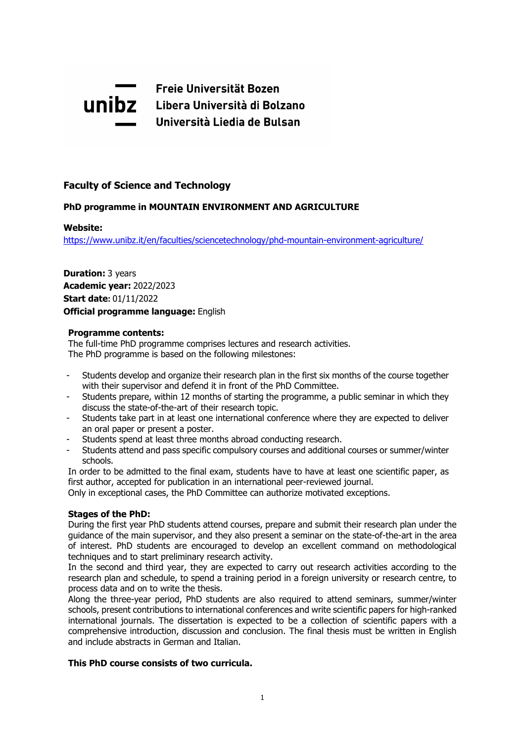**unibz**

**Freie Universität Bozen**
**Libera Università di Bolzano**
**Università Liedia de Bulsan**

## Faculty of Science and Technology

### PhD programme in MOUNTAIN ENVIRONMENT AND AGRICULTURE

**Website:**
https://www.unibz.it/en/faculties/sciencetechnology/phd-mountain-environment-agriculture/

**Duration:** 3 years
**Academic year:** 2022/2023
**Start date**: 01/11/2022
**Official programme language:** English

**Programme contents:**
The full-time PhD programme comprises lectures and research activities.
The PhD programme is based on the following milestones:

- Students develop and organize their research plan in the first six months of the course together with their supervisor and defend it in front of the PhD Committee.
- Students prepare, within 12 months of starting the programme, a public seminar in which they discuss the state-of-the-art of their research topic.
- Students take part in at least one international conference where they are expected to deliver an oral paper or present a poster.
- Students spend at least three months abroad conducting research.
- Students attend and pass specific compulsory courses and additional courses or summer/winter schools.

In order to be admitted to the final exam, students have to have at least one scientific paper, as first author, accepted for publication in an international peer-reviewed journal.
Only in exceptional cases, the PhD Committee can authorize motivated exceptions.

**Stages of the PhD:**
During the first year PhD students attend courses, prepare and submit their research plan under the guidance of the main supervisor, and they also present a seminar on the state-of-the-art in the area of interest. PhD students are encouraged to develop an excellent command on methodological techniques and to start preliminary research activity.
In the second and third year, they are expected to carry out research activities according to the research plan and schedule, to spend a training period in a foreign university or research centre, to process data and on to write the thesis.
Along the three-year period, PhD students are also required to attend seminars, summer/winter schools, present contributions to international conferences and write scientific papers for high-ranked international journals. The dissertation is expected to be a collection of scientific papers with a comprehensive introduction, discussion and conclusion. The final thesis must be written in English and include abstracts in German and Italian.

**This PhD course consists of two curricula.**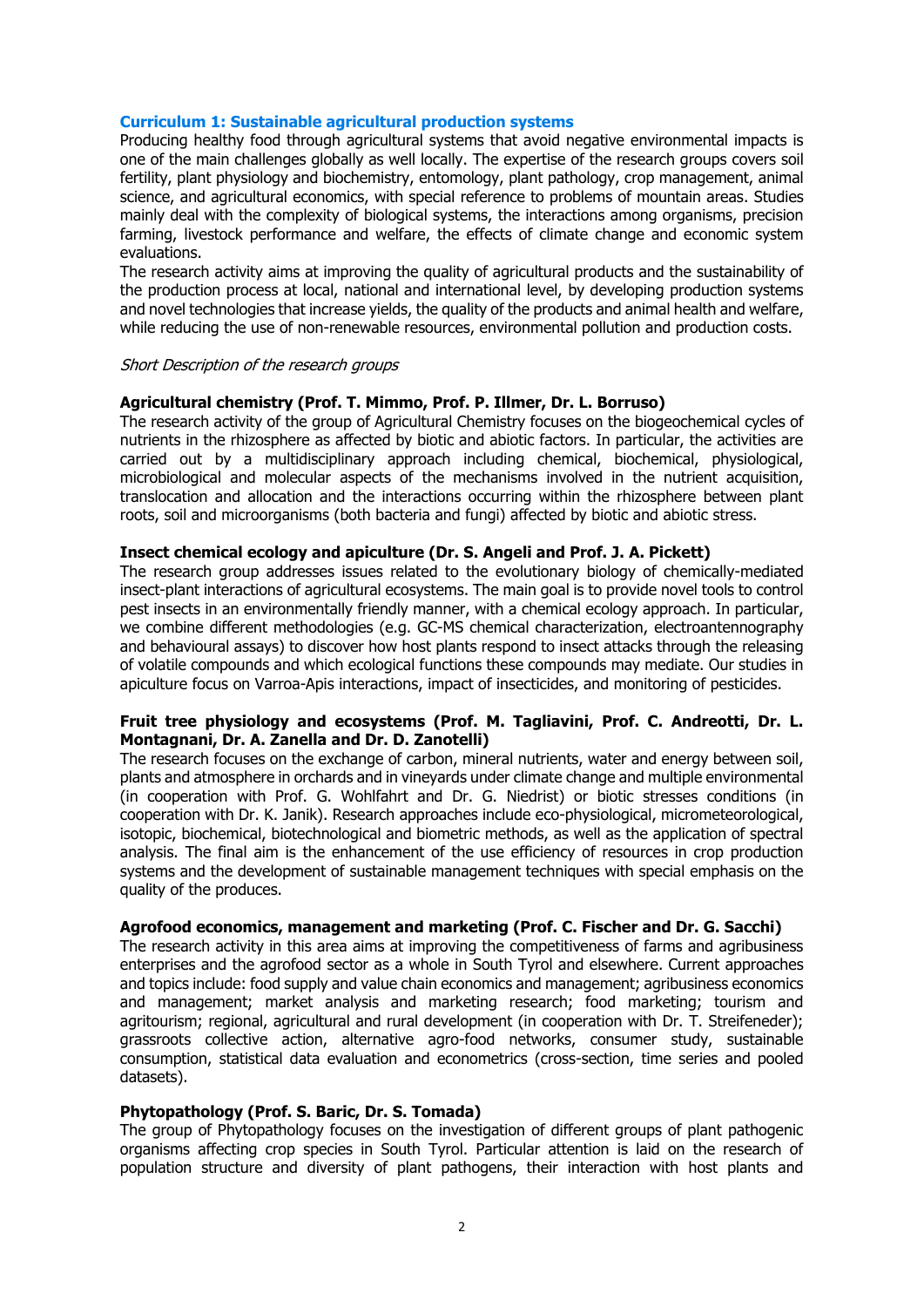## Curriculum 1: Sustainable agricultural production systems

Producing healthy food through agricultural systems that avoid negative environmental impacts is one of the main challenges globally as well locally. The expertise of the research groups covers soil fertility, plant physiology and biochemistry, entomology, plant pathology, crop management, animal science, and agricultural economics, with special reference to problems of mountain areas. Studies mainly deal with the complexity of biological systems, the interactions among organisms, precision farming, livestock performance and welfare, the effects of climate change and economic system evaluations.

The research activity aims at improving the quality of agricultural products and the sustainability of the production process at local, national and international level, by developing production systems and novel technologies that increase yields, the quality of the products and animal health and welfare, while reducing the use of non-renewable resources, environmental pollution and production costs.

*Short Description of the research groups*

**Agricultural chemistry (Prof. T. Mimmo, Prof. P. Illmer, Dr. L. Borruso)**

The research activity of the group of Agricultural Chemistry focuses on the biogeochemical cycles of nutrients in the rhizosphere as affected by biotic and abiotic factors. In particular, the activities are carried out by a multidisciplinary approach including chemical, biochemical, physiological, microbiological and molecular aspects of the mechanisms involved in the nutrient acquisition, translocation and allocation and the interactions occurring within the rhizosphere between plant roots, soil and microorganisms (both bacteria and fungi) affected by biotic and abiotic stress.

**Insect chemical ecology and apiculture (Dr. S. Angeli and Prof. J. A. Pickett)**

The research group addresses issues related to the evolutionary biology of chemically-mediated insect-plant interactions of agricultural ecosystems. The main goal is to provide novel tools to control pest insects in an environmentally friendly manner, with a chemical ecology approach. In particular, we combine different methodologies (e.g. GC-MS chemical characterization, electroantennography and behavioural assays) to discover how host plants respond to insect attacks through the releasing of volatile compounds and which ecological functions these compounds may mediate. Our studies in apiculture focus on Varroa-Apis interactions, impact of insecticides, and monitoring of pesticides.

**Fruit tree physiology and ecosystems (Prof. M. Tagliavini, Prof. C. Andreotti, Dr. L. Montagnani, Dr. A. Zanella and Dr. D. Zanotelli)**

The research focuses on the exchange of carbon, mineral nutrients, water and energy between soil, plants and atmosphere in orchards and in vineyards under climate change and multiple environmental (in cooperation with Prof. G. Wohlfahrt and Dr. G. Niedrist) or biotic stresses conditions (in cooperation with Dr. K. Janik). Research approaches include eco-physiological, micrometeorological, isotopic, biochemical, biotechnological and biometric methods, as well as the application of spectral analysis. The final aim is the enhancement of the use efficiency of resources in crop production systems and the development of sustainable management techniques with special emphasis on the quality of the produces.

**Agrofood economics, management and marketing (Prof. C. Fischer and Dr. G. Sacchi)**

The research activity in this area aims at improving the competitiveness of farms and agribusiness enterprises and the agrofood sector as a whole in South Tyrol and elsewhere. Current approaches and topics include: food supply and value chain economics and management; agribusiness economics and management; market analysis and marketing research; food marketing; tourism and agritourism; regional, agricultural and rural development (in cooperation with Dr. T. Streifeneder); grassroots collective action, alternative agro-food networks, consumer study, sustainable consumption, statistical data evaluation and econometrics (cross-section, time series and pooled datasets).

**Phytopathology (Prof. S. Baric, Dr. S. Tomada)**

The group of Phytopathology focuses on the investigation of different groups of plant pathogenic organisms affecting crop species in South Tyrol. Particular attention is laid on the research of population structure and diversity of plant pathogens, their interaction with host plants and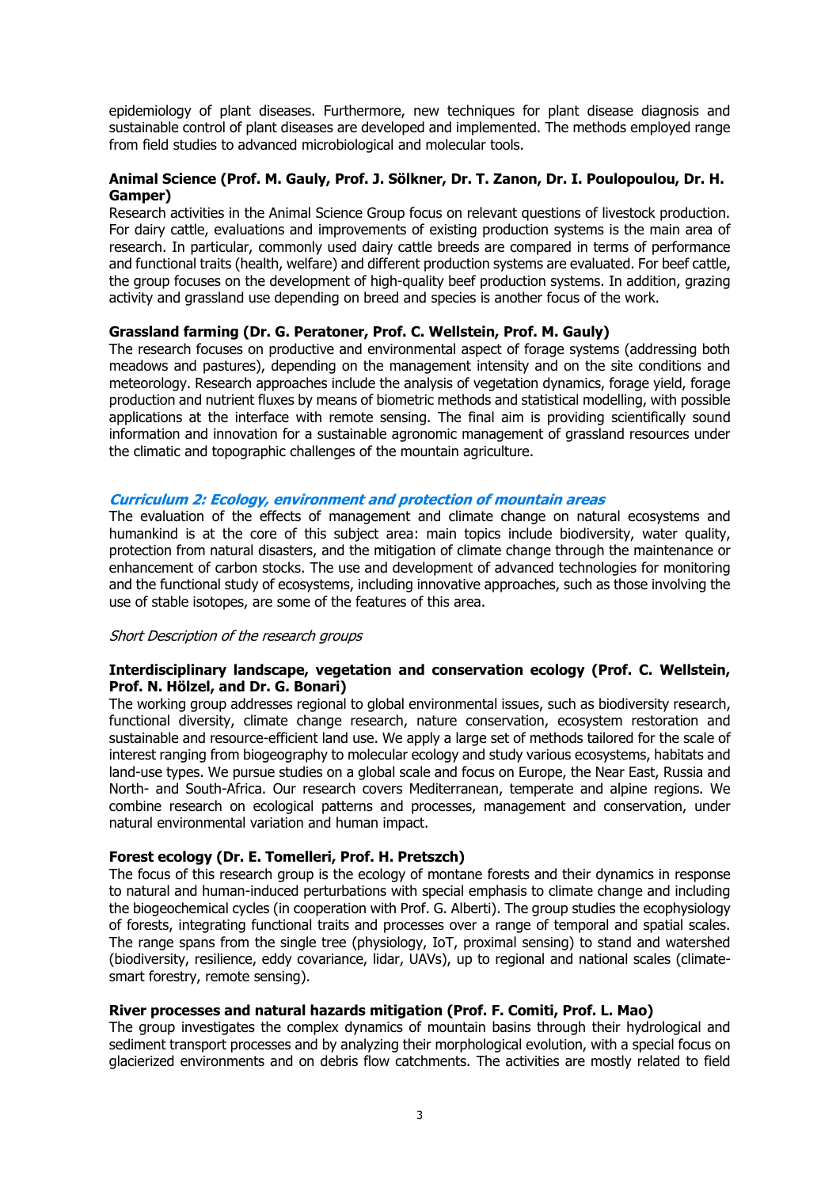epidemiology of plant diseases. Furthermore, new techniques for plant disease diagnosis and sustainable control of plant diseases are developed and implemented. The methods employed range from field studies to advanced microbiological and molecular tools.

**Animal Science (Prof. M. Gauly, Prof. J. Sölkner, Dr. T. Zanon, Dr. I. Poulopoulou, Dr. H. Gamper)**

Research activities in the Animal Science Group focus on relevant questions of livestock production. For dairy cattle, evaluations and improvements of existing production systems is the main area of research. In particular, commonly used dairy cattle breeds are compared in terms of performance and functional traits (health, welfare) and different production systems are evaluated. For beef cattle, the group focuses on the development of high-quality beef production systems. In addition, grazing activity and grassland use depending on breed and species is another focus of the work.

**Grassland farming (Dr. G. Peratoner, Prof. C. Wellstein, Prof. M. Gauly)**

The research focuses on productive and environmental aspect of forage systems (addressing both meadows and pastures), depending on the management intensity and on the site conditions and meteorology. Research approaches include the analysis of vegetation dynamics, forage yield, forage production and nutrient fluxes by means of biometric methods and statistical modelling, with possible applications at the interface with remote sensing. The final aim is providing scientifically sound information and innovation for a sustainable agronomic management of grassland resources under the climatic and topographic challenges of the mountain agriculture.

## *Curriculum 2: Ecology, environment and protection of mountain areas*

The evaluation of the effects of management and climate change on natural ecosystems and humankind is at the core of this subject area: main topics include biodiversity, water quality, protection from natural disasters, and the mitigation of climate change through the maintenance or enhancement of carbon stocks. The use and development of advanced technologies for monitoring and the functional study of ecosystems, including innovative approaches, such as those involving the use of stable isotopes, are some of the features of this area.

*Short Description of the research groups*

**Interdisciplinary landscape, vegetation and conservation ecology (Prof. C. Wellstein, Prof. N. Hölzel, and Dr. G. Bonari)**

The working group addresses regional to global environmental issues, such as biodiversity research, functional diversity, climate change research, nature conservation, ecosystem restoration and sustainable and resource-efficient land use. We apply a large set of methods tailored for the scale of interest ranging from biogeography to molecular ecology and study various ecosystems, habitats and land-use types. We pursue studies on a global scale and focus on Europe, the Near East, Russia and North- and South-Africa. Our research covers Mediterranean, temperate and alpine regions. We combine research on ecological patterns and processes, management and conservation, under natural environmental variation and human impact.

**Forest ecology (Dr. E. Tomelleri, Prof. H. Pretszch)**

The focus of this research group is the ecology of montane forests and their dynamics in response to natural and human-induced perturbations with special emphasis to climate change and including the biogeochemical cycles (in cooperation with Prof. G. Alberti). The group studies the ecophysiology of forests, integrating functional traits and processes over a range of temporal and spatial scales. The range spans from the single tree (physiology, IoT, proximal sensing) to stand and watershed (biodiversity, resilience, eddy covariance, lidar, UAVs), up to regional and national scales (climate-smart forestry, remote sensing).

**River processes and natural hazards mitigation (Prof. F. Comiti, Prof. L. Mao)**

The group investigates the complex dynamics of mountain basins through their hydrological and sediment transport processes and by analyzing their morphological evolution, with a special focus on glacierized environments and on debris flow catchments. The activities are mostly related to field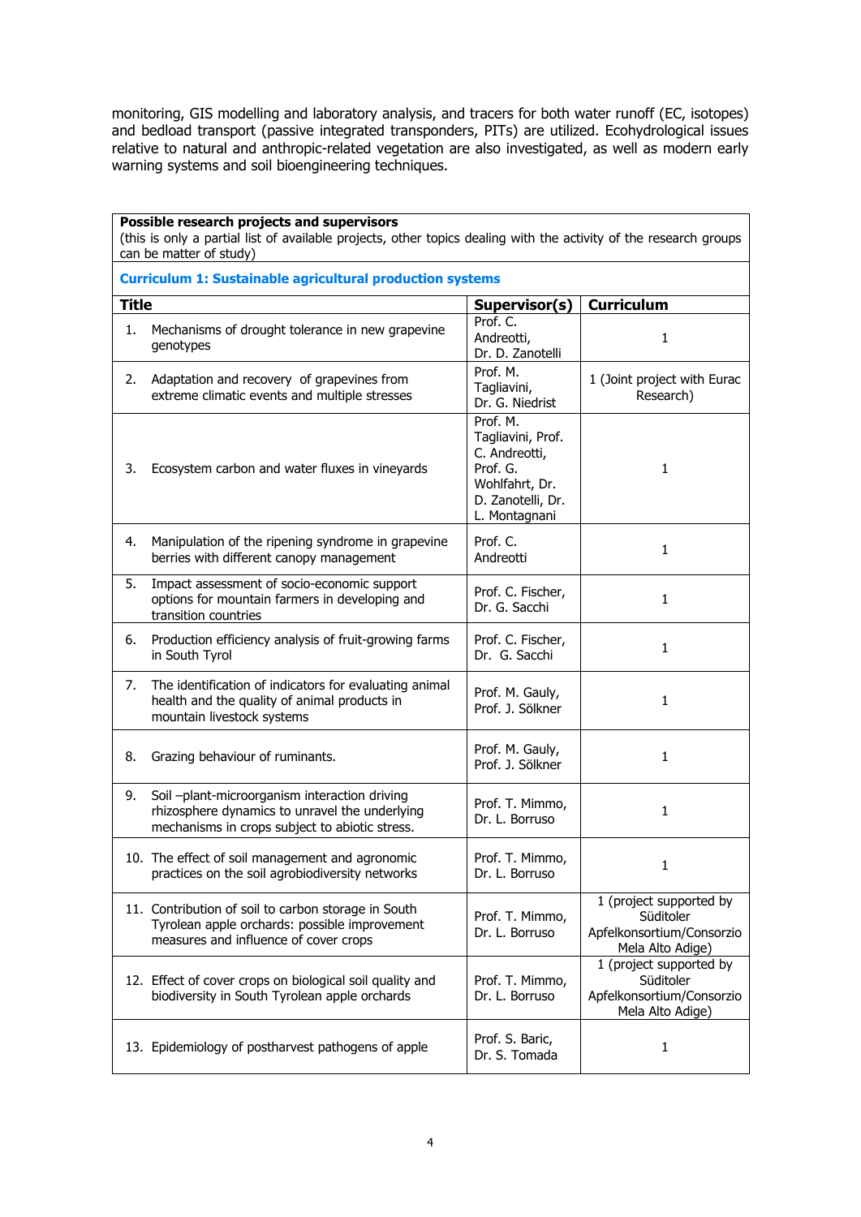monitoring, GIS modelling and laboratory analysis, and tracers for both water runoff (EC, isotopes) and bedload transport (passive integrated transponders, PITs) are utilized. Ecohydrological issues relative to natural and anthropic-related vegetation are also investigated, as well as modern early warning systems and soil bioengineering techniques.

**Possible research projects and supervisors**
(this is only a partial list of available projects, other topics dealing with the activity of the research groups can be matter of study)

**Curriculum 1: Sustainable agricultural production systems**

| Title | Supervisor(s) | Curriculum |
|---|---|---|
| 1. Mechanisms of drought tolerance in new grapevine genotypes | Prof. C. Andreotti, Dr. D. Zanotelli | 1 |
| 2. Adaptation and recovery of grapevines from extreme climatic events and multiple stresses | Prof. M. Tagliavini, Dr. G. Niedrist | 1 (Joint project with Eurac Research) |
| 3. Ecosystem carbon and water fluxes in vineyards | Prof. M. Tagliavini, Prof. C. Andreotti, Prof. G. Wohlfahrt, Dr. D. Zanotelli, Dr. L. Montagnani | 1 |
| 4. Manipulation of the ripening syndrome in grapevine berries with different canopy management | Prof. C. Andreotti | 1 |
| 5. Impact assessment of socio-economic support options for mountain farmers in developing and transition countries | Prof. C. Fischer, Dr. G. Sacchi | 1 |
| 6. Production efficiency analysis of fruit-growing farms in South Tyrol | Prof. C. Fischer, Dr. G. Sacchi | 1 |
| 7. The identification of indicators for evaluating animal health and the quality of animal products in mountain livestock systems | Prof. M. Gauly, Prof. J. Sölkner | 1 |
| 8. Grazing behaviour of ruminants. | Prof. M. Gauly, Prof. J. Sölkner | 1 |
| 9. Soil –plant-microorganism interaction driving rhizosphere dynamics to unravel the underlying mechanisms in crops subject to abiotic stress. | Prof. T. Mimmo, Dr. L. Borruso | 1 |
| 10. The effect of soil management and agronomic practices on the soil agrobiodiversity networks | Prof. T. Mimmo, Dr. L. Borruso | 1 |
| 11. Contribution of soil to carbon storage in South Tyrolean apple orchards: possible improvement measures and influence of cover crops | Prof. T. Mimmo, Dr. L. Borruso | 1 (project supported by Südtiroler Apfelkonsortium/Consorzio Mela Alto Adige) |
| 12. Effect of cover crops on biological soil quality and biodiversity in South Tyrolean apple orchards | Prof. T. Mimmo, Dr. L. Borruso | 1 (project supported by Südtiroler Apfelkonsortium/Consorzio Mela Alto Adige) |
| 13. Epidemiology of postharvest pathogens of apple | Prof. S. Baric, Dr. S. Tomada | 1 |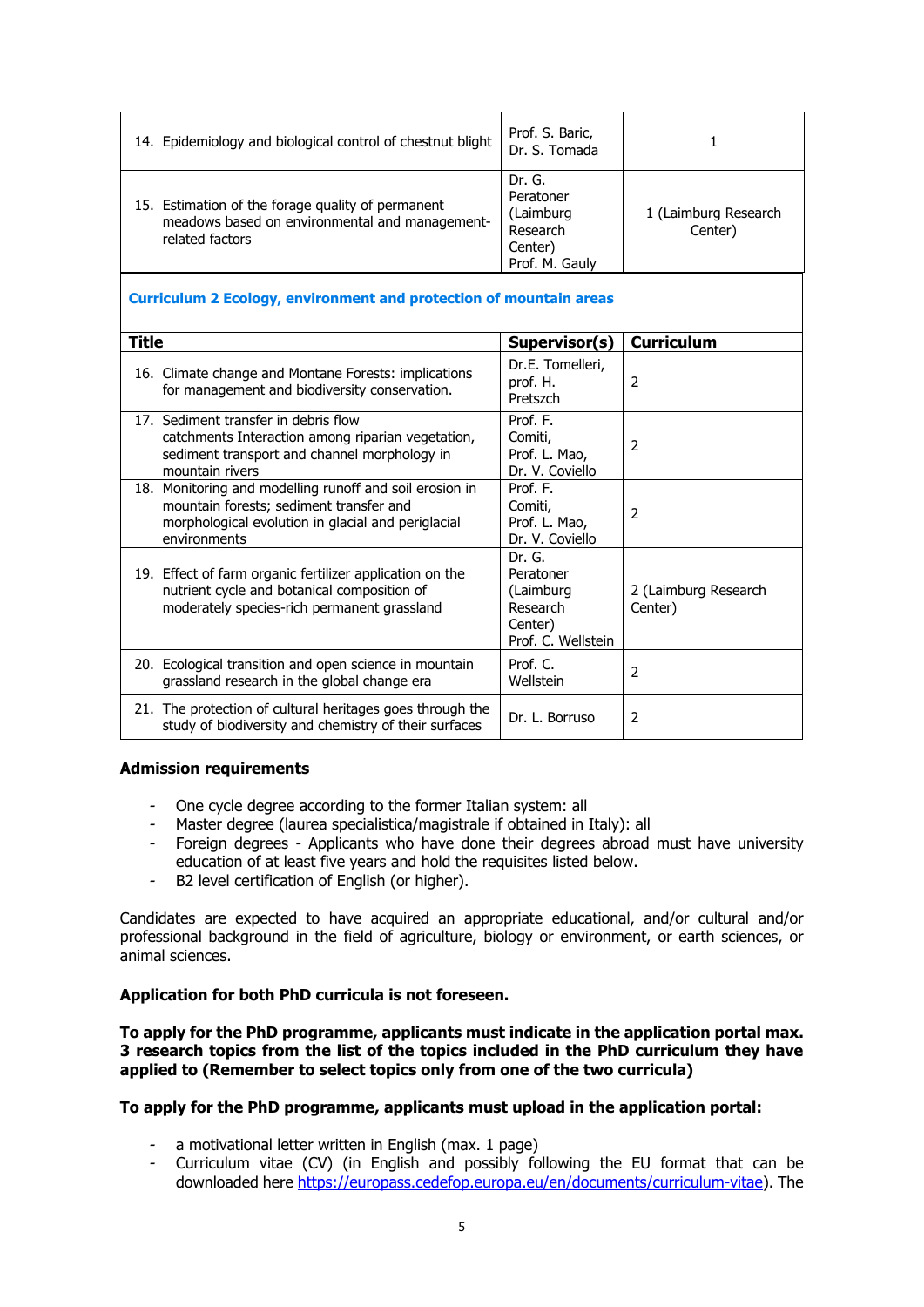| Title | Supervisor(s) | Curriculum |
|---|---|---|
| 14. Epidemiology and biological control of chestnut blight | Prof. S. Baric, Dr. S. Tomada | 1 |
| 15. Estimation of the forage quality of permanent meadows based on environmental and management-related factors | Dr. G. Peratoner (Laimburg Research Center) Prof. M. Gauly | 1 (Laimburg Research Center) |

**Curriculum 2 Ecology, environment and protection of mountain areas**

| Title | Supervisor(s) | Curriculum |
|---|---|---|
| 16. Climate change and Montane Forests: implications for management and biodiversity conservation. | Dr.E. Tomelleri, prof. H. Pretszch | 2 |
| 17. Sediment transfer in debris flow catchments Interaction among riparian vegetation, sediment transport and channel morphology in mountain rivers | Prof. F. Comiti, Prof. L. Mao, Dr. V. Coviello | 2 |
| 18. Monitoring and modelling runoff and soil erosion in mountain forests; sediment transfer and morphological evolution in glacial and periglacial environments | Prof. F. Comiti, Prof. L. Mao, Dr. V. Coviello | 2 |
| 19. Effect of farm organic fertilizer application on the nutrient cycle and botanical composition of moderately species-rich permanent grassland | Dr. G. Peratoner (Laimburg Research Center) Prof. C. Wellstein | 2 (Laimburg Research Center) |
| 20. Ecological transition and open science in mountain grassland research in the global change era | Prof. C. Wellstein | 2 |
| 21. The protection of cultural heritages goes through the study of biodiversity and chemistry of their surfaces | Dr. L. Borruso | 2 |

**Admission requirements**

- One cycle degree according to the former Italian system: all
- Master degree (laurea specialistica/magistrale if obtained in Italy): all
- Foreign degrees - Applicants who have done their degrees abroad must have university education of at least five years and hold the requisites listed below.
- B2 level certification of English (or higher).

Candidates are expected to have acquired an appropriate educational, and/or cultural and/or professional background in the field of agriculture, biology or environment, or earth sciences, or animal sciences.

**Application for both PhD curricula is not foreseen.**

**To apply for the PhD programme, applicants must indicate in the application portal max. 3 research topics from the list of the topics included in the PhD curriculum they have applied to (Remember to select topics only from one of the two curricula)**

**To apply for the PhD programme, applicants must upload in the application portal:**

- a motivational letter written in English (max. 1 page)
- Curriculum vitae (CV) (in English and possibly following the EU format that can be downloaded here https://europass.cedefop.europa.eu/en/documents/curriculum-vitae). The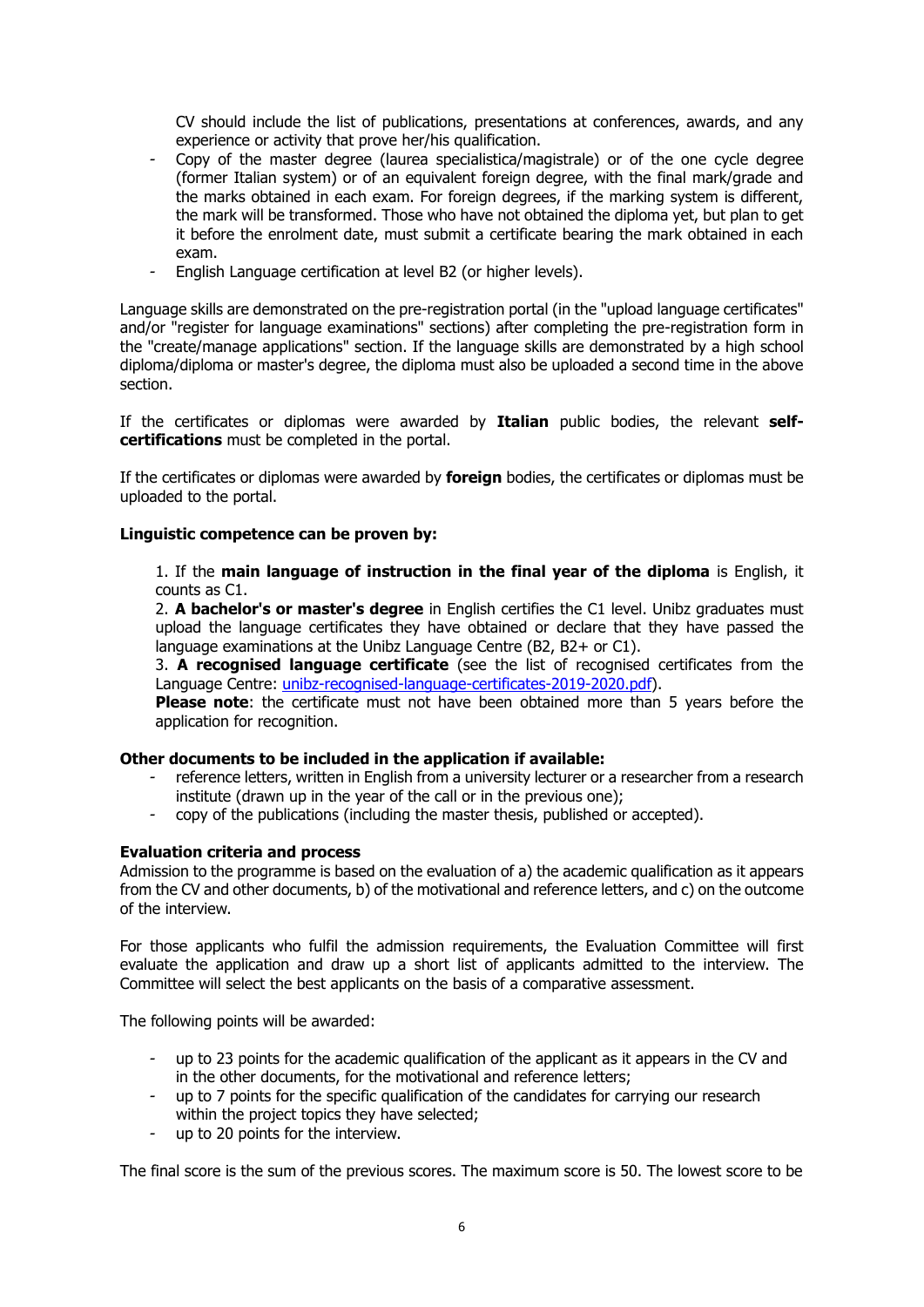CV should include the list of publications, presentations at conferences, awards, and any experience or activity that prove her/his qualification.

- Copy of the master degree (laurea specialistica/magistrale) or of the one cycle degree (former Italian system) or of an equivalent foreign degree, with the final mark/grade and the marks obtained in each exam. For foreign degrees, if the marking system is different, the mark will be transformed. Those who have not obtained the diploma yet, but plan to get it before the enrolment date, must submit a certificate bearing the mark obtained in each exam.
- English Language certification at level B2 (or higher levels).

Language skills are demonstrated on the pre-registration portal (in the "upload language certificates" and/or "register for language examinations" sections) after completing the pre-registration form in the "create/manage applications" section. If the language skills are demonstrated by a high school diploma/diploma or master's degree, the diploma must also be uploaded a second time in the above section.

If the certificates or diplomas were awarded by **Italian** public bodies, the relevant **self-certifications** must be completed in the portal.

If the certificates or diplomas were awarded by **foreign** bodies, the certificates or diplomas must be uploaded to the portal.

**Linguistic competence can be proven by:**

1. If the **main language of instruction in the final year of the diploma** is English, it counts as C1.
2. **A bachelor's or master's degree** in English certifies the C1 level. Unibz graduates must upload the language certificates they have obtained or declare that they have passed the language examinations at the Unibz Language Centre (B2, B2+ or C1).
3. **A recognised language certificate** (see the list of recognised certificates from the Language Centre: unibz-recognised-language-certificates-2019-2020.pdf).

**Please note**: the certificate must not have been obtained more than 5 years before the application for recognition.

**Other documents to be included in the application if available:**

- reference letters, written in English from a university lecturer or a researcher from a research institute (drawn up in the year of the call or in the previous one);
- copy of the publications (including the master thesis, published or accepted).

**Evaluation criteria and process**

Admission to the programme is based on the evaluation of a) the academic qualification as it appears from the CV and other documents, b) of the motivational and reference letters, and c) on the outcome of the interview.

For those applicants who fulfil the admission requirements, the Evaluation Committee will first evaluate the application and draw up a short list of applicants admitted to the interview. The Committee will select the best applicants on the basis of a comparative assessment.

The following points will be awarded:

- up to 23 points for the academic qualification of the applicant as it appears in the CV and in the other documents, for the motivational and reference letters;
- up to 7 points for the specific qualification of the candidates for carrying our research within the project topics they have selected;
- up to 20 points for the interview.

The final score is the sum of the previous scores. The maximum score is 50. The lowest score to be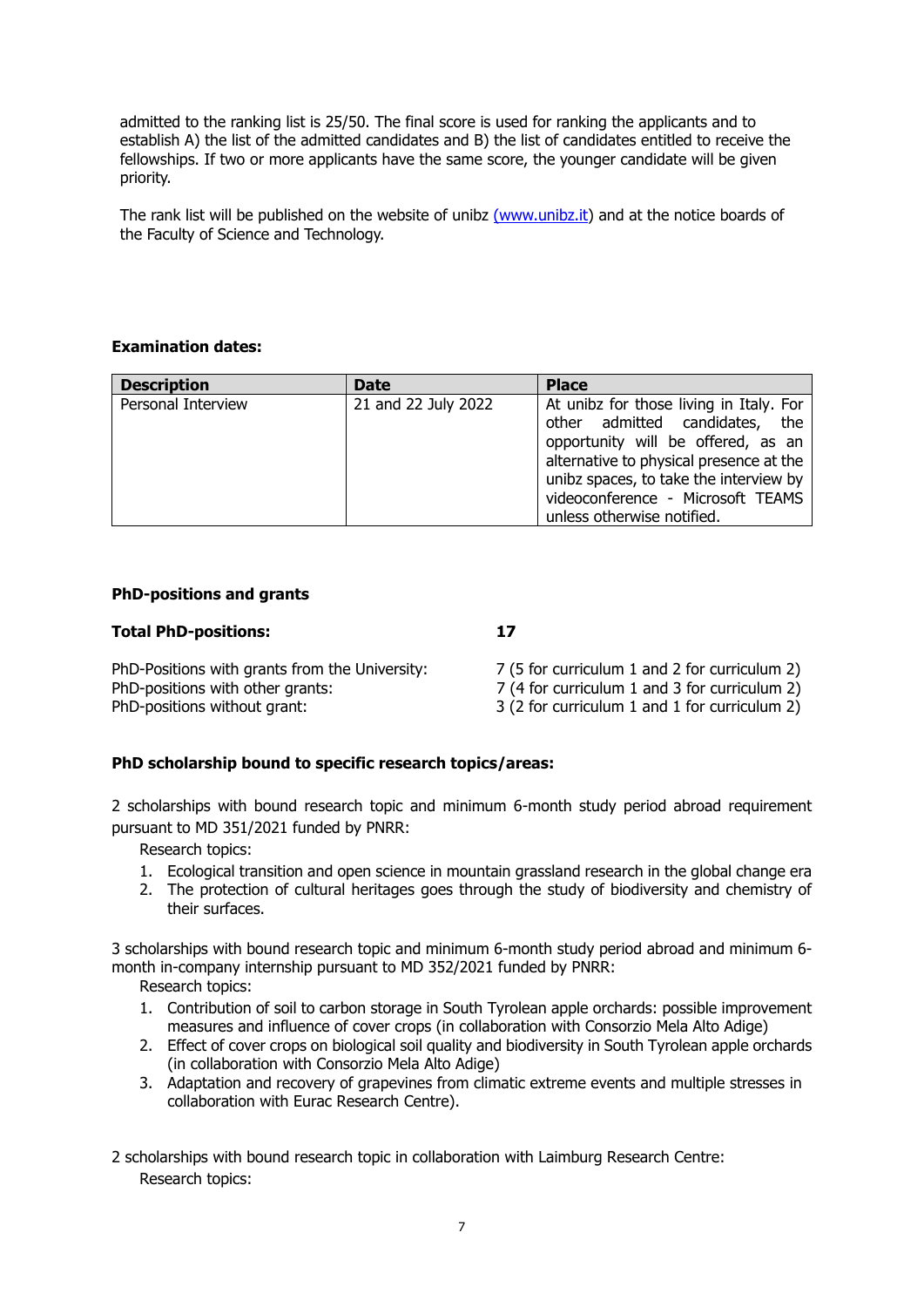admitted to the ranking list is 25/50. The final score is used for ranking the applicants and to establish A) the list of the admitted candidates and B) the list of candidates entitled to receive the fellowships. If two or more applicants have the same score, the younger candidate will be given priority.

The rank list will be published on the website of unibz [(www.unibz.it)](http://www.unibz.it) and at the notice boards of the Faculty of Science and Technology.

**Examination dates:**

| Description | Date | Place |
|---|---|---|
| Personal Interview | 21 and 22 July 2022 | At unibz for those living in Italy. For other admitted candidates, the opportunity will be offered, as an alternative to physical presence at the unibz spaces, to take the interview by videoconference - Microsoft TEAMS unless otherwise notified. |

**PhD-positions and grants**

**Total PhD-positions:** **17**

PhD-Positions with grants from the University: 7 (5 for curriculum 1 and 2 for curriculum 2)
PhD-positions with other grants: 7 (4 for curriculum 1 and 3 for curriculum 2)
PhD-positions without grant: 3 (2 for curriculum 1 and 1 for curriculum 2)

**PhD scholarship bound to specific research topics/areas:**

2 scholarships with bound research topic and minimum 6-month study period abroad requirement pursuant to MD 351/2021 funded by PNRR:

Research topics:

1. Ecological transition and open science in mountain grassland research in the global change era
2. The protection of cultural heritages goes through the study of biodiversity and chemistry of their surfaces.

3 scholarships with bound research topic and minimum 6-month study period abroad and minimum 6-month in-company internship pursuant to MD 352/2021 funded by PNRR:

Research topics:

1. Contribution of soil to carbon storage in South Tyrolean apple orchards: possible improvement measures and influence of cover crops (in collaboration with Consorzio Mela Alto Adige)
2. Effect of cover crops on biological soil quality and biodiversity in South Tyrolean apple orchards (in collaboration with Consorzio Mela Alto Adige)
3. Adaptation and recovery of grapevines from climatic extreme events and multiple stresses in collaboration with Eurac Research Centre).

2 scholarships with bound research topic in collaboration with Laimburg Research Centre:

Research topics: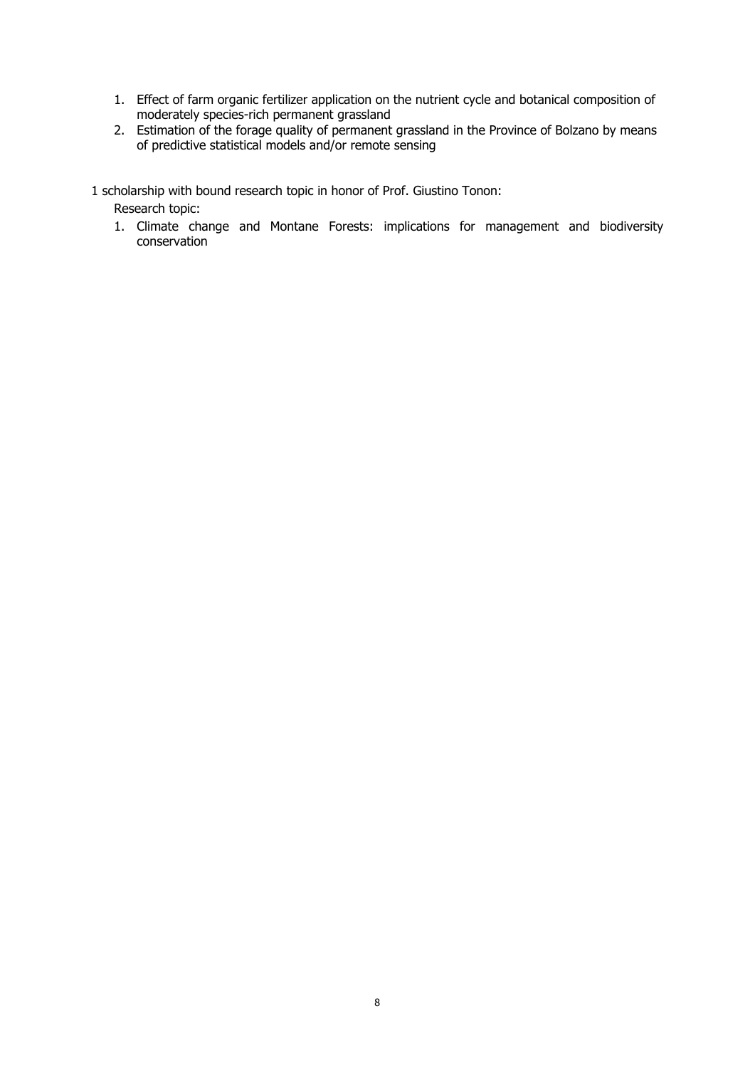1. Effect of farm organic fertilizer application on the nutrient cycle and botanical composition of moderately species-rich permanent grassland
2. Estimation of the forage quality of permanent grassland in the Province of Bolzano by means of predictive statistical models and/or remote sensing

1 scholarship with bound research topic in honor of Prof. Giustino Tonon:

Research topic:

1. Climate change and Montane Forests: implications for management and biodiversity conservation